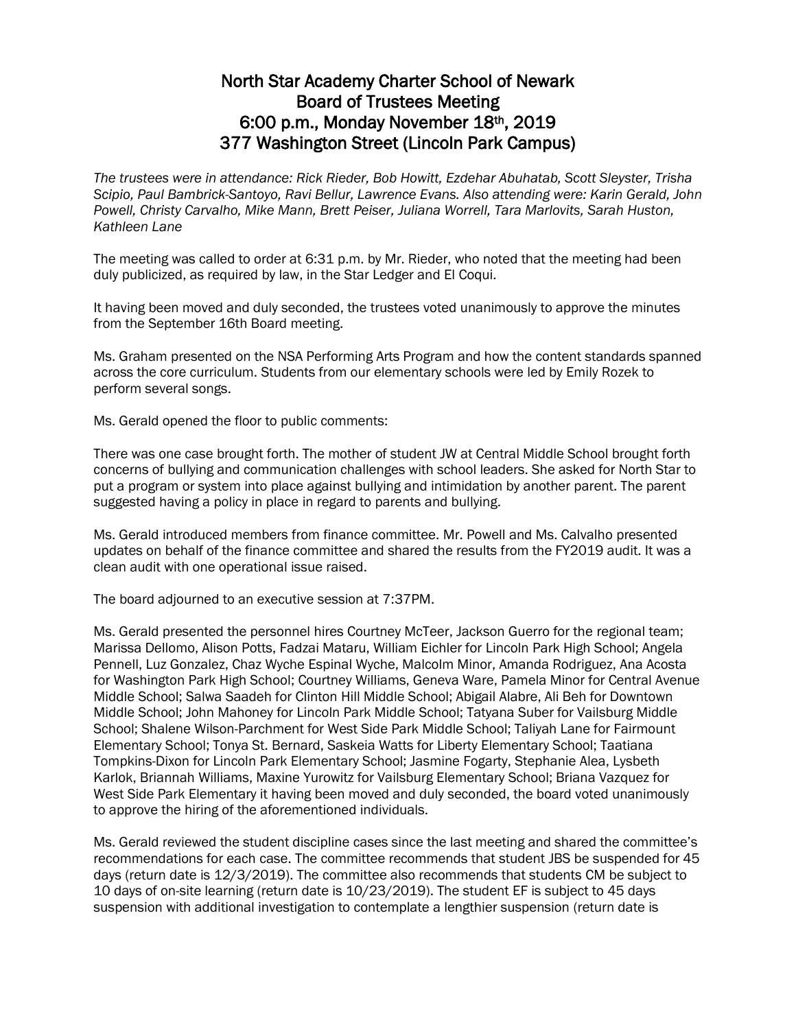# North Star Academy Charter School of Newark
# Board of Trustees Meeting
# 6:00 p.m., Monday November 18th, 2019
# 377 Washington Street (Lincoln Park Campus)

*The trustees were in attendance: Rick Rieder, Bob Howitt, Ezdehar Abuhatab, Scott Sleyster, Trisha Scipio, Paul Bambrick-Santoyo, Ravi Bellur, Lawrence Evans. Also attending were: Karin Gerald, John Powell, Christy Carvalho, Mike Mann, Brett Peiser, Juliana Worrell, Tara Marlovits, Sarah Huston, Kathleen Lane*

The meeting was called to order at 6:31 p.m. by Mr. Rieder, who noted that the meeting had been duly publicized, as required by law, in the Star Ledger and El Coqui.

It having been moved and duly seconded, the trustees voted unanimously to approve the minutes from the September 16th Board meeting.

Ms. Graham presented on the NSA Performing Arts Program and how the content standards spanned across the core curriculum. Students from our elementary schools were led by Emily Rozek to perform several songs.

Ms. Gerald opened the floor to public comments:

There was one case brought forth. The mother of student JW at Central Middle School brought forth concerns of bullying and communication challenges with school leaders. She asked for North Star to put a program or system into place against bullying and intimidation by another parent. The parent suggested having a policy in place in regard to parents and bullying.

Ms. Gerald introduced members from finance committee. Mr. Powell and Ms. Calvalho presented updates on behalf of the finance committee and shared the results from the FY2019 audit. It was a clean audit with one operational issue raised.

The board adjourned to an executive session at 7:37PM.

Ms. Gerald presented the personnel hires Courtney McTeer, Jackson Guerro for the regional team; Marissa Dellomo, Alison Potts, Fadzai Mataru, William Eichler for Lincoln Park High School; Angela Pennell, Luz Gonzalez, Chaz Wyche Espinal Wyche, Malcolm Minor, Amanda Rodriguez, Ana Acosta for Washington Park High School; Courtney Williams, Geneva Ware, Pamela Minor for Central Avenue Middle School; Salwa Saadeh for Clinton Hill Middle School; Abigail Alabre, Ali Beh for Downtown Middle School; John Mahoney for Lincoln Park Middle School; Tatyana Suber for Vailsburg Middle School; Shalene Wilson-Parchment for West Side Park Middle School; Taliyah Lane for Fairmount Elementary School; Tonya St. Bernard, Saskeia Watts for Liberty Elementary School; Taatiana Tompkins-Dixon for Lincoln Park Elementary School; Jasmine Fogarty, Stephanie Alea, Lysbeth Karlok, Briannah Williams, Maxine Yurowitz for Vailsburg Elementary School; Briana Vazquez for West Side Park Elementary it having been moved and duly seconded, the board voted unanimously to approve the hiring of the aforementioned individuals.

Ms. Gerald reviewed the student discipline cases since the last meeting and shared the committee's recommendations for each case. The committee recommends that student JBS be suspended for 45 days (return date is 12/3/2019). The committee also recommends that students CM be subject to 10 days of on-site learning (return date is 10/23/2019). The student EF is subject to 45 days suspension with additional investigation to contemplate a lengthier suspension (return date is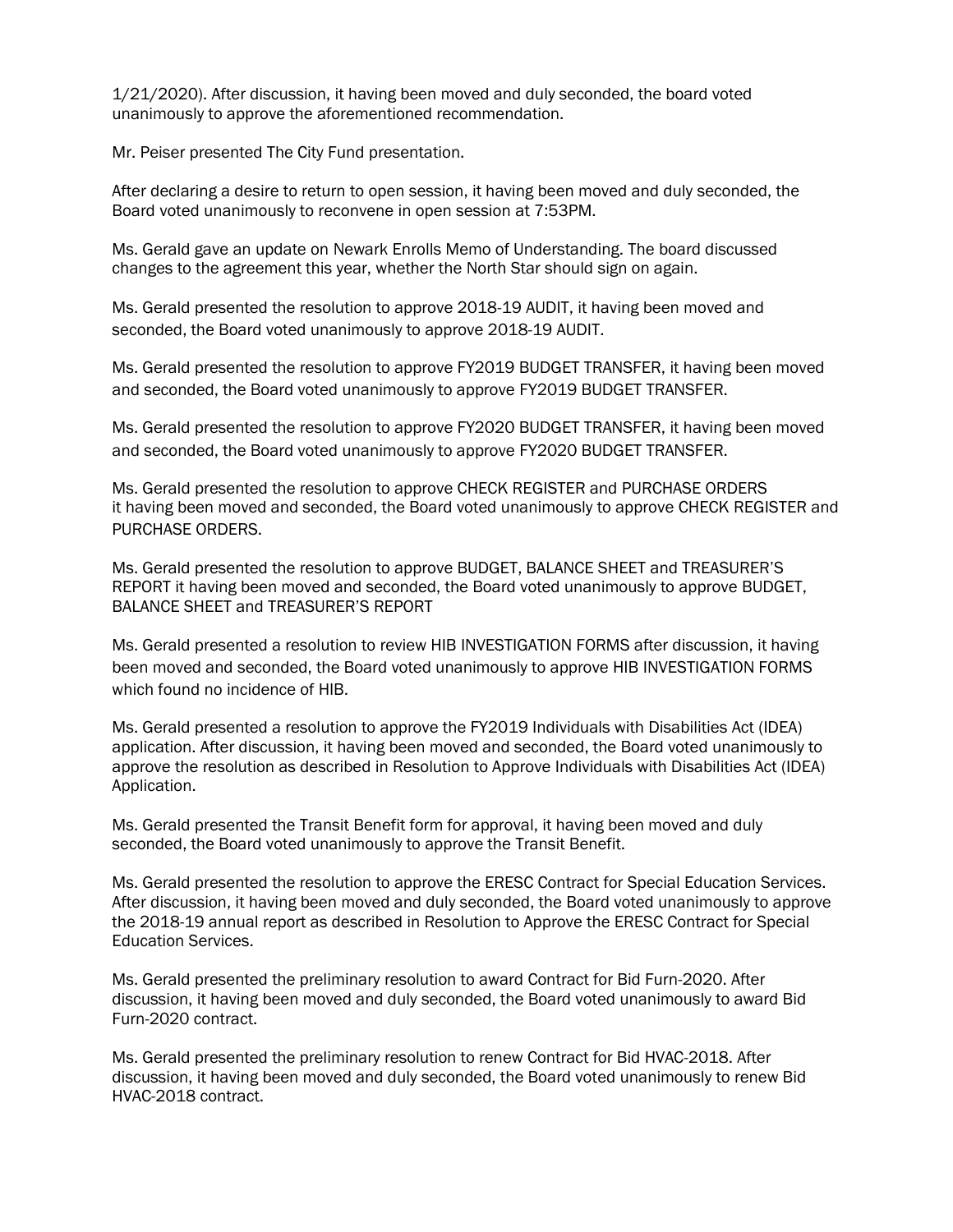1/21/2020). After discussion, it having been moved and duly seconded, the board voted unanimously to approve the aforementioned recommendation.

Mr. Peiser presented The City Fund presentation.

After declaring a desire to return to open session, it having been moved and duly seconded, the Board voted unanimously to reconvene in open session at 7:53PM.

Ms. Gerald gave an update on Newark Enrolls Memo of Understanding. The board discussed changes to the agreement this year, whether the North Star should sign on again.

Ms. Gerald presented the resolution to approve 2018-19 AUDIT, it having been moved and seconded, the Board voted unanimously to approve 2018-19 AUDIT.

Ms. Gerald presented the resolution to approve FY2019 BUDGET TRANSFER, it having been moved and seconded, the Board voted unanimously to approve FY2019 BUDGET TRANSFER.

Ms. Gerald presented the resolution to approve FY2020 BUDGET TRANSFER, it having been moved and seconded, the Board voted unanimously to approve FY2020 BUDGET TRANSFER.

Ms. Gerald presented the resolution to approve CHECK REGISTER and PURCHASE ORDERS it having been moved and seconded, the Board voted unanimously to approve CHECK REGISTER and PURCHASE ORDERS.

Ms. Gerald presented the resolution to approve BUDGET, BALANCE SHEET and TREASURER'S REPORT it having been moved and seconded, the Board voted unanimously to approve BUDGET, BALANCE SHEET and TREASURER'S REPORT

Ms. Gerald presented a resolution to review HIB INVESTIGATION FORMS after discussion, it having been moved and seconded, the Board voted unanimously to approve HIB INVESTIGATION FORMS which found no incidence of HIB.

Ms. Gerald presented a resolution to approve the FY2019 Individuals with Disabilities Act (IDEA) application. After discussion, it having been moved and seconded, the Board voted unanimously to approve the resolution as described in Resolution to Approve Individuals with Disabilities Act (IDEA) Application.

Ms. Gerald presented the Transit Benefit form for approval, it having been moved and duly seconded, the Board voted unanimously to approve the Transit Benefit.

Ms. Gerald presented the resolution to approve the ERESC Contract for Special Education Services. After discussion, it having been moved and duly seconded, the Board voted unanimously to approve the 2018-19 annual report as described in Resolution to Approve the ERESC Contract for Special Education Services.

Ms. Gerald presented the preliminary resolution to award Contract for Bid Furn-2020. After discussion, it having been moved and duly seconded, the Board voted unanimously to award Bid Furn-2020 contract.

Ms. Gerald presented the preliminary resolution to renew Contract for Bid HVAC-2018. After discussion, it having been moved and duly seconded, the Board voted unanimously to renew Bid HVAC-2018 contract.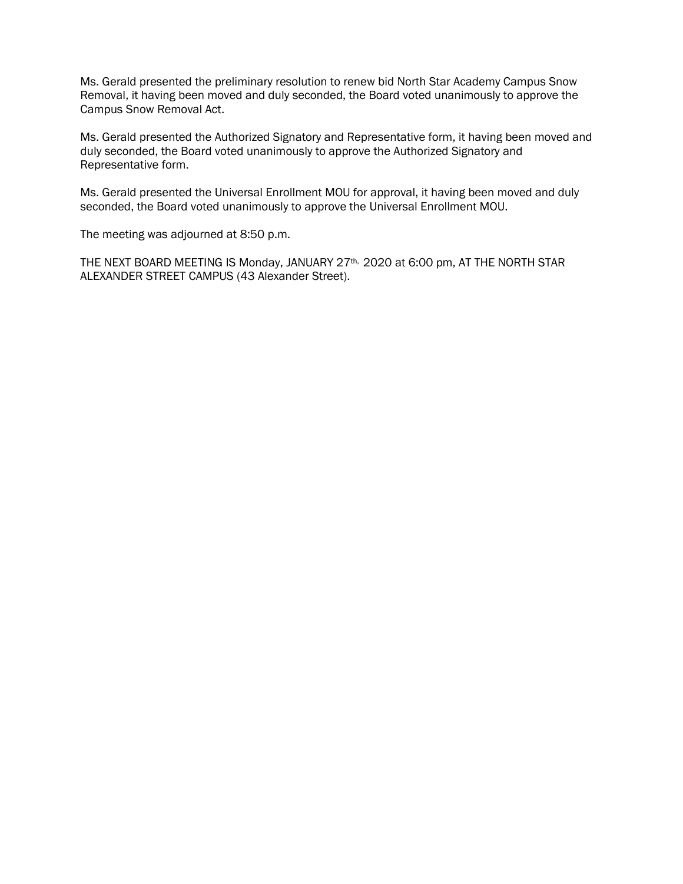Ms. Gerald presented the preliminary resolution to renew bid North Star Academy Campus Snow Removal, it having been moved and duly seconded, the Board voted unanimously to approve the Campus Snow Removal Act.

Ms. Gerald presented the Authorized Signatory and Representative form, it having been moved and duly seconded, the Board voted unanimously to approve the Authorized Signatory and Representative form.

Ms. Gerald presented the Universal Enrollment MOU for approval, it having been moved and duly seconded, the Board voted unanimously to approve the Universal Enrollment MOU.

The meeting was adjourned at 8:50 p.m.

THE NEXT BOARD MEETING IS Monday, JANUARY 27th, 2020 at 6:00 pm, AT THE NORTH STAR ALEXANDER STREET CAMPUS (43 Alexander Street).